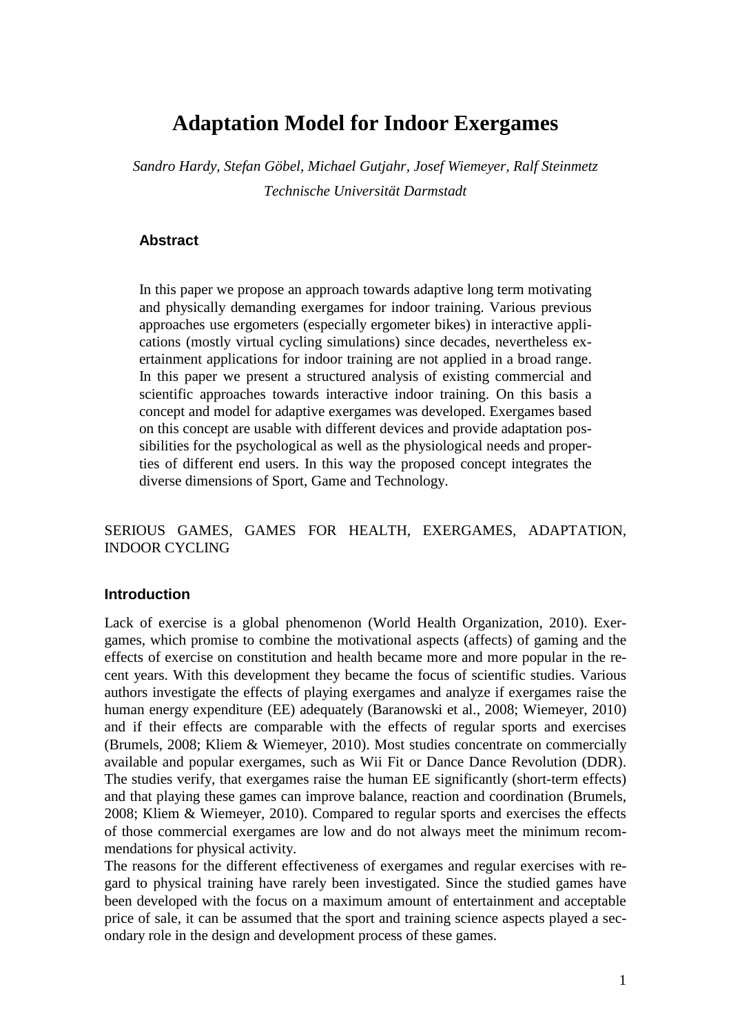# Adaptation Model for Indoor Exergames

*Sandro Hardy, Stefan Göbel, Michael Gutjahr, Josef Wiemeyer, Ralf Steinmetz*

*Technische Universität Darmstadt*

## Abstract

In this paper we propose an approach towards adaptive long term motivating and physically demanding exergames for indoor training. Various previous approaches use ergometers (especially ergometer bikes) in interactive applications (mostly virtual cycling simulations) since decades, nevertheless exertainment applications for indoor training are not applied in a broad range. In this paper we present a structured analysis of existing commercial and scientific approaches towards interactive indoor training. On this basis a concept and model for adaptive exergames was developed. Exergames based on this concept are usable with different devices and provide adaptation possibilities for the psychological as well as the physiological needs and properties of different end users. In this way the proposed concept integrates the diverse dimensions of Sport, Game and Technology.

SERIOUS GAMES, GAMES FOR HEALTH, EXERGAMES, ADAPTATION, INDOOR CYCLING

## Introduction

Lack of exercise is a global phenomenon (World Health Organization, 2010). Exergames, which promise to combine the motivational aspects (affects) of gaming and the effects of exercise on constitution and health became more and more popular in the recent years. With this development they became the focus of scientific studies. Various authors investigate the effects of playing exergames and analyze if exergames raise the human energy expenditure (EE) adequately (Baranowski et al., 2008; Wiemeyer, 2010) and if their effects are comparable with the effects of regular sports and exercises (Brumels, 2008; Kliem & Wiemeyer, 2010). Most studies concentrate on commercially available and popular exergames, such as Wii Fit or Dance Dance Revolution (DDR). The studies verify, that exergames raise the human EE significantly (short-term effects) and that playing these games can improve balance, reaction and coordination (Brumels, 2008; Kliem & Wiemeyer, 2010). Compared to regular sports and exercises the effects of those commercial exergames are low and do not always meet the minimum recommendations for physical activity.

The reasons for the different effectiveness of exergames and regular exercises with regard to physical training have rarely been investigated. Since the studied games have been developed with the focus on a maximum amount of entertainment and acceptable price of sale, it can be assumed that the sport and training science aspects played a secondary role in the design and development process of these games.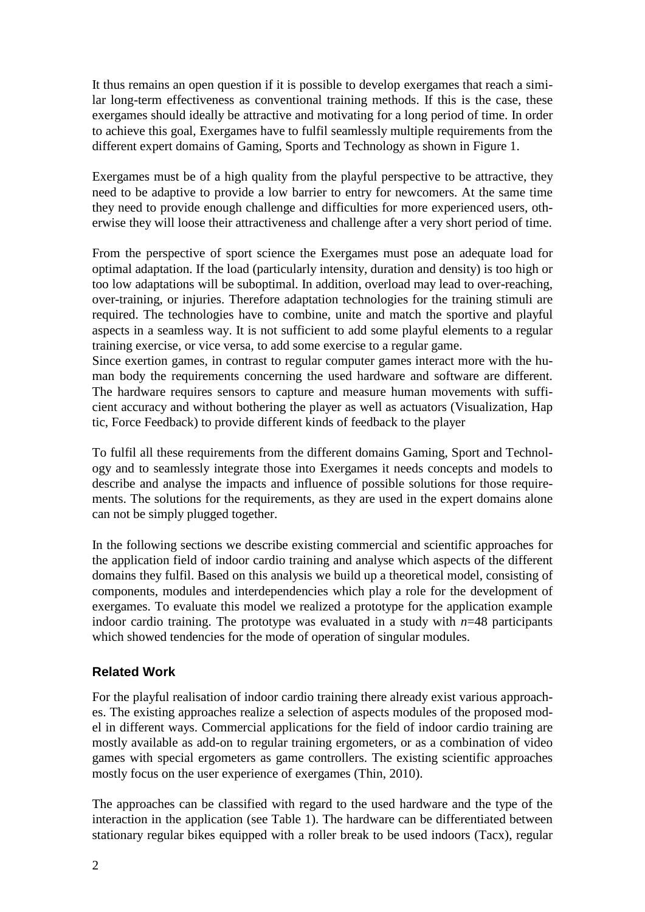It thus remains an open question if it is possible to develop exergames that reach a similar long-term effectiveness as conventional training methods. If this is the case, these exergames should ideally be attractive and motivating for a long period of time. In order to achieve this goal, Exergames have to fulfil seamlessly multiple requirements from the different expert domains of Gaming, Sports and Technology as shown in Figure 1.

Exergames must be of a high quality from the playful perspective to be attractive, they need to be adaptive to provide a low barrier to entry for newcomers. At the same time they need to provide enough challenge and difficulties for more experienced users, otherwise they will loose their attractiveness and challenge after a very short period of time.

From the perspective of sport science the Exergames must pose an adequate load for optimal adaptation. If the load (particularly intensity, duration and density) is too high or too low adaptations will be suboptimal. In addition, overload may lead to over-reaching, over-training, or injuries. Therefore adaptation technologies for the training stimuli are required. The technologies have to combine, unite and match the sportive and playful aspects in a seamless way. It is not sufficient to add some playful elements to a regular training exercise, or vice versa, to add some exercise to a regular game.
Since exertion games, in contrast to regular computer games interact more with the human body the requirements concerning the used hardware and software are different. The hardware requires sensors to capture and measure human movements with sufficient accuracy and without bothering the player as well as actuators (Visualization, Hap tic, Force Feedback) to provide different kinds of feedback to the player

To fulfil all these requirements from the different domains Gaming, Sport and Technology and to seamlessly integrate those into Exergames it needs concepts and models to describe and analyse the impacts and influence of possible solutions for those requirements. The solutions for the requirements, as they are used in the expert domains alone can not be simply plugged together.

In the following sections we describe existing commercial and scientific approaches for the application field of indoor cardio training and analyse which aspects of the different domains they fulfil. Based on this analysis we build up a theoretical model, consisting of components, modules and interdependencies which play a role for the development of exergames. To evaluate this model we realized a prototype for the application example indoor cardio training. The prototype was evaluated in a study with $n$=48 participants which showed tendencies for the mode of operation of singular modules.

## Related Work

For the playful realisation of indoor cardio training there already exist various approaches. The existing approaches realize a selection of aspects modules of the proposed model in different ways. Commercial applications for the field of indoor cardio training are mostly available as add-on to regular training ergometers, or as a combination of video games with special ergometers as game controllers. The existing scientific approaches mostly focus on the user experience of exergames (Thin, 2010).

The approaches can be classified with regard to the used hardware and the type of the interaction in the application (see Table 1). The hardware can be differentiated between stationary regular bikes equipped with a roller break to be used indoors (Tacx), regular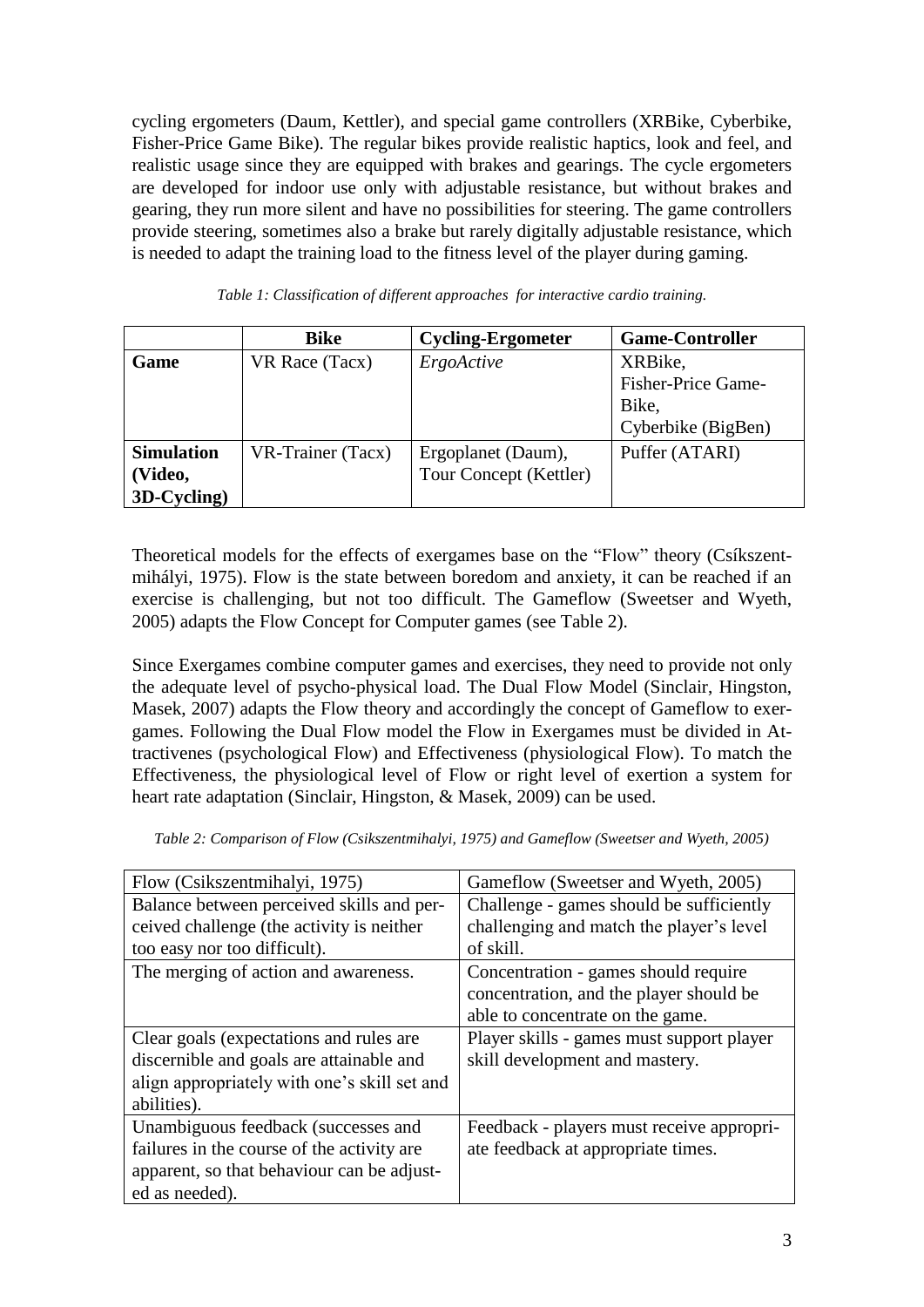cycling ergometers (Daum, Kettler), and special game controllers (XRBike, Cyberbike, Fisher-Price Game Bike). The regular bikes provide realistic haptics, look and feel, and realistic usage since they are equipped with brakes and gearings. The cycle ergometers are developed for indoor use only with adjustable resistance, but without brakes and gearing, they run more silent and have no possibilities for steering. The game controllers provide steering, sometimes also a brake but rarely digitally adjustable resistance, which is needed to adapt the training load to the fitness level of the player during gaming.

*Table 1: Classification of different approaches for interactive cardio training.*

| | **Bike** | **Cycling-Ergometer** | **Game-Controller** |
|---|---|---|---|
| **Game** | VR Race (Tacx) | *ErgoActive* | XRBike, Fisher-Price Game-Bike, Cyberbike (BigBen) |
| **Simulation (Video, 3D-Cycling)** | VR-Trainer (Tacx) | Ergoplanet (Daum), Tour Concept (Kettler) | Puffer (ATARI) |

Theoretical models for the effects of exergames base on the "Flow" theory (Csíkszentmihályi, 1975). Flow is the state between boredom and anxiety, it can be reached if an exercise is challenging, but not too difficult. The Gameflow (Sweetser and Wyeth, 2005) adapts the Flow Concept for Computer games (see Table 2).

Since Exergames combine computer games and exercises, they need to provide not only the adequate level of psycho-physical load. The Dual Flow Model (Sinclair, Hingston, Masek, 2007) adapts the Flow theory and accordingly the concept of Gameflow to exergames. Following the Dual Flow model the Flow in Exergames must be divided in Attractivenes (psychological Flow) and Effectiveness (physiological Flow). To match the Effectiveness, the physiological level of Flow or right level of exertion a system for heart rate adaptation (Sinclair, Hingston, & Masek, 2009) can be used.

*Table 2: Comparison of Flow (Csikszentmihalyi, 1975) and Gameflow (Sweetser and Wyeth, 2005)*

| Flow (Csikszentmihalyi, 1975) | Gameflow (Sweetser and Wyeth, 2005) |
|---|---|
| Balance between perceived skills and perceived challenge (the activity is neither too easy nor too difficult). | Challenge - games should be sufficiently challenging and match the player's level of skill. |
| The merging of action and awareness. | Concentration - games should require concentration, and the player should be able to concentrate on the game. |
| Clear goals (expectations and rules are discernible and goals are attainable and align appropriately with one's skill set and abilities). | Player skills - games must support player skill development and mastery. |
| Unambiguous feedback (successes and failures in the course of the activity are apparent, so that behaviour can be adjusted as needed). | Feedback - players must receive appropriate feedback at appropriate times. |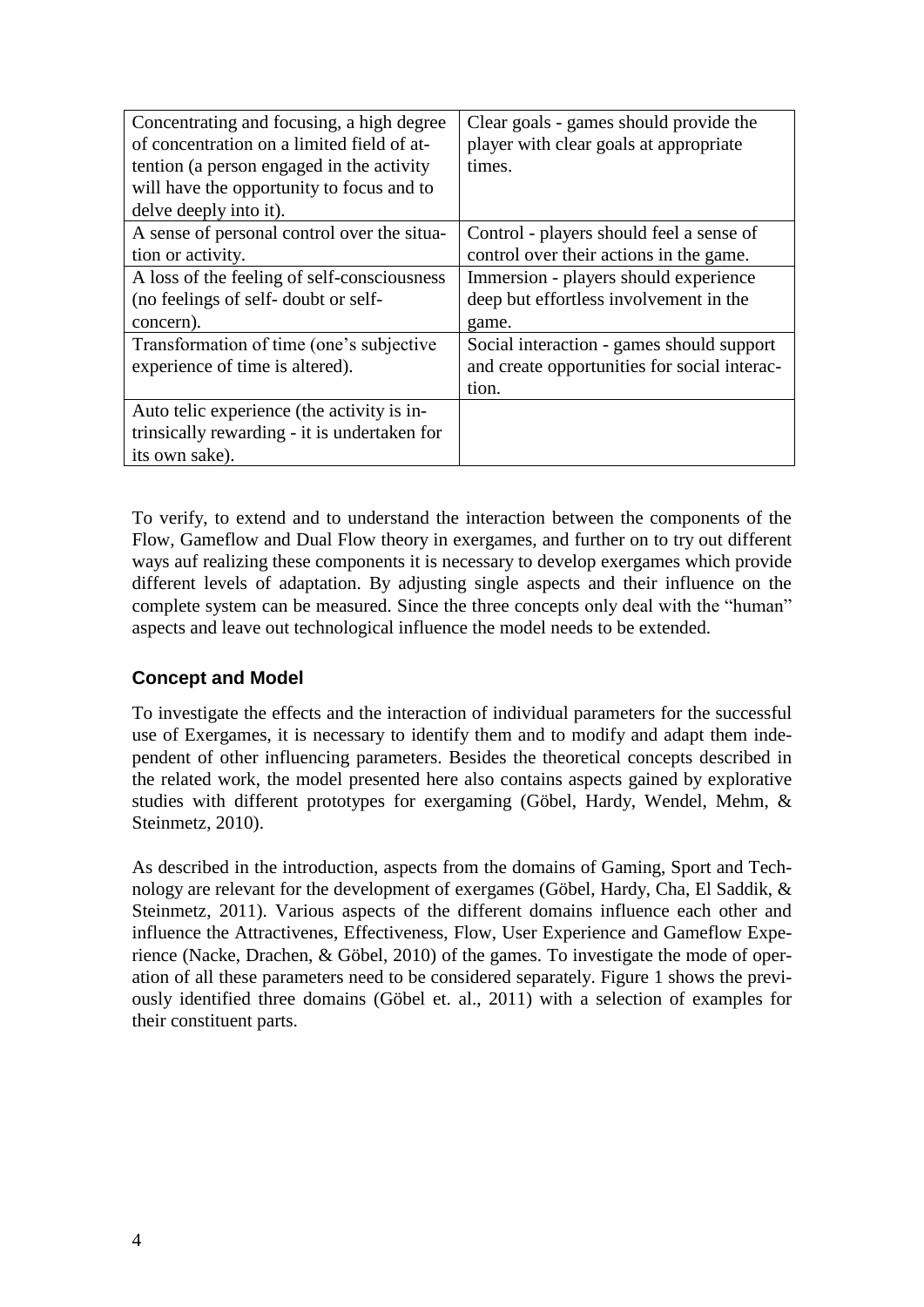| Concentrating and focusing, a high degree of concentration on a limited field of attention (a person engaged in the activity will have the opportunity to focus and to delve deeply into it). | Clear goals - games should provide the player with clear goals at appropriate times. |
|---|---|
| A sense of personal control over the situation or activity. | Control - players should feel a sense of control over their actions in the game. |
| A loss of the feeling of self-consciousness (no feelings of self- doubt or self-concern). | Immersion - players should experience deep but effortless involvement in the game. |
| Transformation of time (one's subjective experience of time is altered). | Social interaction - games should support and create opportunities for social interaction. |
| Auto telic experience (the activity is intrinsically rewarding - it is undertaken for its own sake). | |

To verify, to extend and to understand the interaction between the components of the Flow, Gameflow and Dual Flow theory in exergames, and further on to try out different ways auf realizing these components it is necessary to develop exergames which provide different levels of adaptation. By adjusting single aspects and their influence on the complete system can be measured. Since the three concepts only deal with the "human" aspects and leave out technological influence the model needs to be extended.

### Concept and Model

To investigate the effects and the interaction of individual parameters for the successful use of Exergames, it is necessary to identify them and to modify and adapt them independent of other influencing parameters. Besides the theoretical concepts described in the related work, the model presented here also contains aspects gained by explorative studies with different prototypes for exergaming (Göbel, Hardy, Wendel, Mehm, & Steinmetz, 2010).

As described in the introduction, aspects from the domains of Gaming, Sport and Technology are relevant for the development of exergames (Göbel, Hardy, Cha, El Saddik, & Steinmetz, 2011). Various aspects of the different domains influence each other and influence the Attractivenes, Effectiveness, Flow, User Experience and Gameflow Experience (Nacke, Drachen, & Göbel, 2010) of the games. To investigate the mode of operation of all these parameters need to be considered separately. Figure 1 shows the previously identified three domains (Göbel et. al., 2011) with a selection of examples for their constituent parts.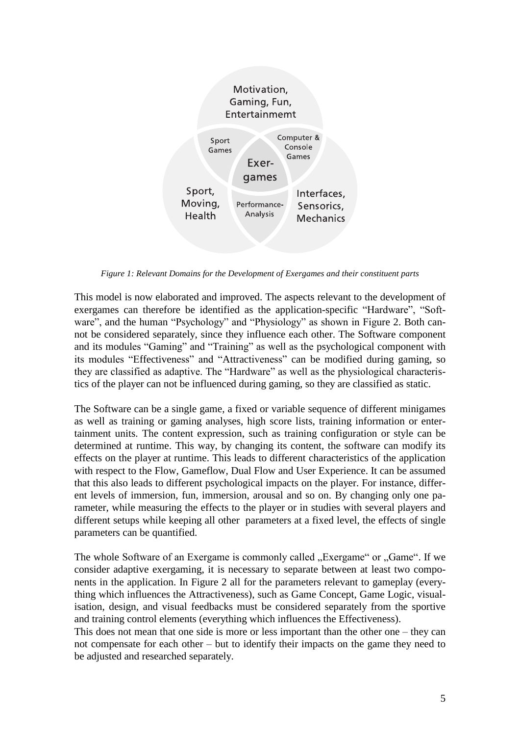*Figure 1: Relevant Domains for the Development of Exergames and their constituent parts*

This model is now elaborated and improved. The aspects relevant to the development of exergames can therefore be identified as the application-specific "Hardware", "Software", and the human "Psychology" and "Physiology" as shown in Figure 2. Both cannot be considered separately, since they influence each other. The Software component and its modules "Gaming" and "Training" as well as the psychological component with its modules "Effectiveness" and "Attractiveness" can be modified during gaming, so they are classified as adaptive. The "Hardware" as well as the physiological characteristics of the player can not be influenced during gaming, so they are classified as static.

The Software can be a single game, a fixed or variable sequence of different minigames as well as training or gaming analyses, high score lists, training information or entertainment units. The content expression, such as training configuration or style can be determined at runtime. This way, by changing its content, the software can modify its effects on the player at runtime. This leads to different characteristics of the application with respect to the Flow, Gameflow, Dual Flow and User Experience. It can be assumed that this also leads to different psychological impacts on the player. For instance, different levels of immersion, fun, immersion, arousal and so on. By changing only one parameter, while measuring the effects to the player or in studies with several players and different setups while keeping all other parameters at a fixed level, the effects of single parameters can be quantified.

The whole Software of an Exergame is commonly called „Exergame" or „Game". If we consider adaptive exergaming, it is necessary to separate between at least two components in the application. In Figure 2 all for the parameters relevant to gameplay (everything which influences the Attractiveness), such as Game Concept, Game Logic, visualisation, design, and visual feedbacks must be considered separately from the sportive and training control elements (everything which influences the Effectiveness).
This does not mean that one side is more or less important than the other one – they can not compensate for each other – but to identify their impacts on the game they need to be adjusted and researched separately.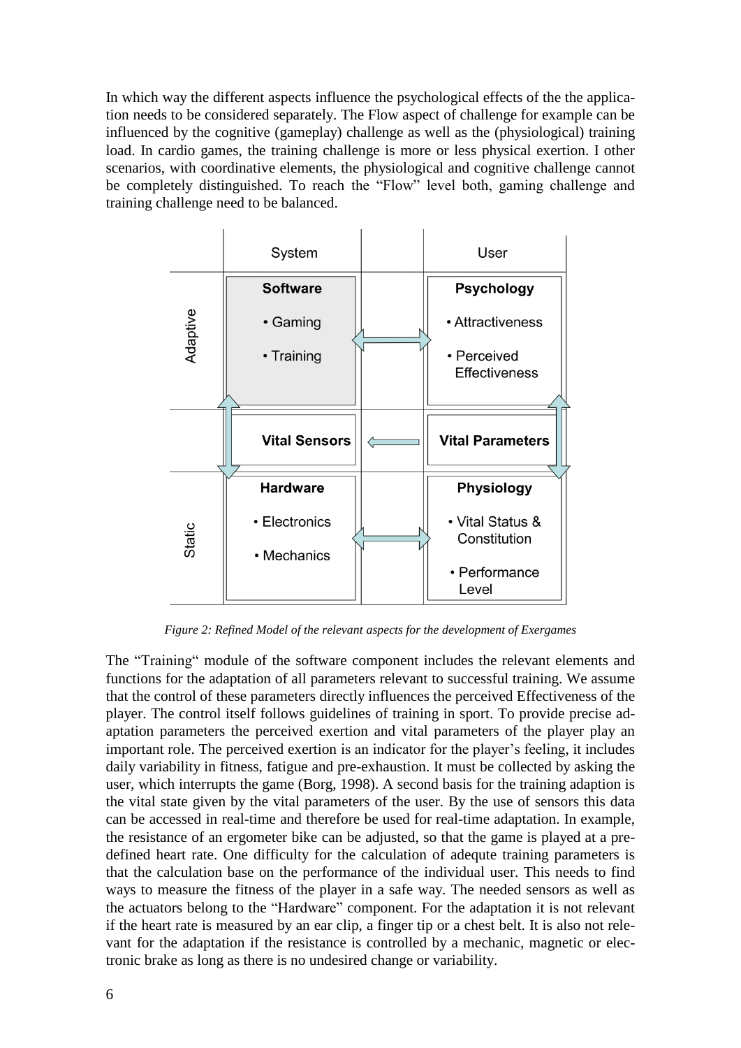In which way the different aspects influence the psychological effects of the the application needs to be considered separately. The Flow aspect of challenge for example can be influenced by the cognitive (gameplay) challenge as well as the (physiological) training load. In cardio games, the training challenge is more or less physical exertion. I other scenarios, with coordinative elements, the physiological and cognitive challenge cannot be completely distinguished. To reach the "Flow" level both, gaming challenge and training challenge need to be balanced.

| | System | | User |
|---|---|---|---|
| Adaptive | **Software**<br>• Gaming<br>• Training | ⟷ | **Psychology**<br>• Attractiveness<br>• Perceived Effectiveness |
| | **Vital Sensors** | ⟵ | **Vital Parameters** |
| Static | **Hardware**<br>• Electronics<br>• Mechanics | ⟷ | **Physiology**<br>• Vital Status & Constitution<br>• Performance Level |

*Figure 2: Refined Model of the relevant aspects for the development of Exergames*

The "Training" module of the software component includes the relevant elements and functions for the adaptation of all parameters relevant to successful training. We assume that the control of these parameters directly influences the perceived Effectiveness of the player. The control itself follows guidelines of training in sport. To provide precise adaptation parameters the perceived exertion and vital parameters of the player play an important role. The perceived exertion is an indicator for the player's feeling, it includes daily variability in fitness, fatigue and pre-exhaustion. It must be collected by asking the user, which interrupts the game (Borg, 1998). A second basis for the training adaption is the vital state given by the vital parameters of the user. By the use of sensors this data can be accessed in real-time and therefore be used for real-time adaptation. In example, the resistance of an ergometer bike can be adjusted, so that the game is played at a predefined heart rate. One difficulty for the calculation of adequte training parameters is that the calculation base on the performance of the individual user. This needs to find ways to measure the fitness of the player in a safe way. The needed sensors as well as the actuators belong to the "Hardware" component. For the adaptation it is not relevant if the heart rate is measured by an ear clip, a finger tip or a chest belt. It is also not relevant for the adaptation if the resistance is controlled by a mechanic, magnetic or electronic brake as long as there is no undesired change or variability.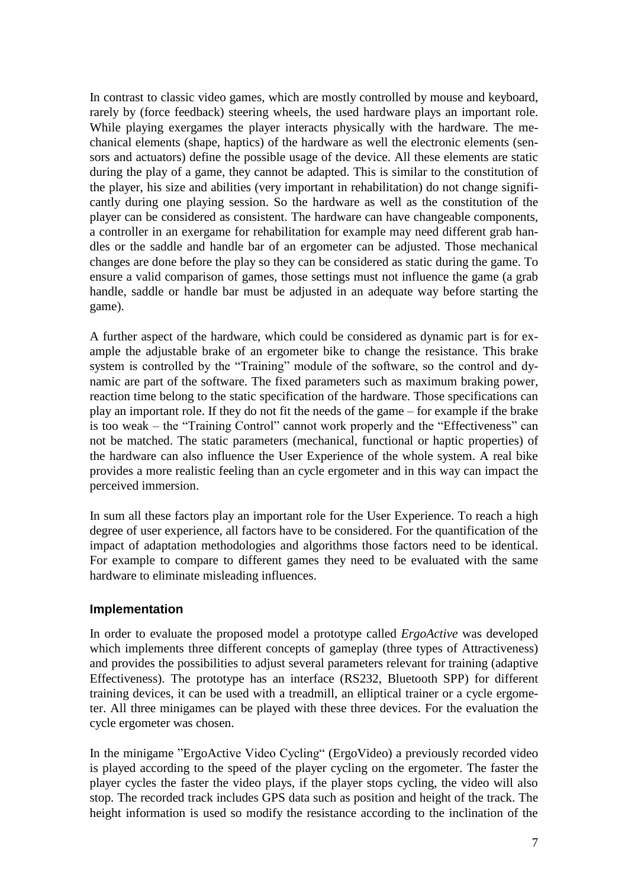In contrast to classic video games, which are mostly controlled by mouse and keyboard, rarely by (force feedback) steering wheels, the used hardware plays an important role. While playing exergames the player interacts physically with the hardware. The mechanical elements (shape, haptics) of the hardware as well the electronic elements (sensors and actuators) define the possible usage of the device. All these elements are static during the play of a game, they cannot be adapted. This is similar to the constitution of the player, his size and abilities (very important in rehabilitation) do not change significantly during one playing session. So the hardware as well as the constitution of the player can be considered as consistent. The hardware can have changeable components, a controller in an exergame for rehabilitation for example may need different grab handles or the saddle and handle bar of an ergometer can be adjusted. Those mechanical changes are done before the play so they can be considered as static during the game. To ensure a valid comparison of games, those settings must not influence the game (a grab handle, saddle or handle bar must be adjusted in an adequate way before starting the game).

A further aspect of the hardware, which could be considered as dynamic part is for example the adjustable brake of an ergometer bike to change the resistance. This brake system is controlled by the "Training" module of the software, so the control and dynamic are part of the software. The fixed parameters such as maximum braking power, reaction time belong to the static specification of the hardware. Those specifications can play an important role. If they do not fit the needs of the game – for example if the brake is too weak – the "Training Control" cannot work properly and the "Effectiveness" can not be matched. The static parameters (mechanical, functional or haptic properties) of the hardware can also influence the User Experience of the whole system. A real bike provides a more realistic feeling than an cycle ergometer and in this way can impact the perceived immersion.

In sum all these factors play an important role for the User Experience. To reach a high degree of user experience, all factors have to be considered. For the quantification of the impact of adaptation methodologies and algorithms those factors need to be identical. For example to compare to different games they need to be evaluated with the same hardware to eliminate misleading influences.

## Implementation

In order to evaluate the proposed model a prototype called *ErgoActive* was developed which implements three different concepts of gameplay (three types of Attractiveness) and provides the possibilities to adjust several parameters relevant for training (adaptive Effectiveness). The prototype has an interface (RS232, Bluetooth SPP) for different training devices, it can be used with a treadmill, an elliptical trainer or a cycle ergometer. All three minigames can be played with these three devices. For the evaluation the cycle ergometer was chosen.

In the minigame "ErgoActive Video Cycling" (ErgoVideo) a previously recorded video is played according to the speed of the player cycling on the ergometer. The faster the player cycles the faster the video plays, if the player stops cycling, the video will also stop. The recorded track includes GPS data such as position and height of the track. The height information is used so modify the resistance according to the inclination of the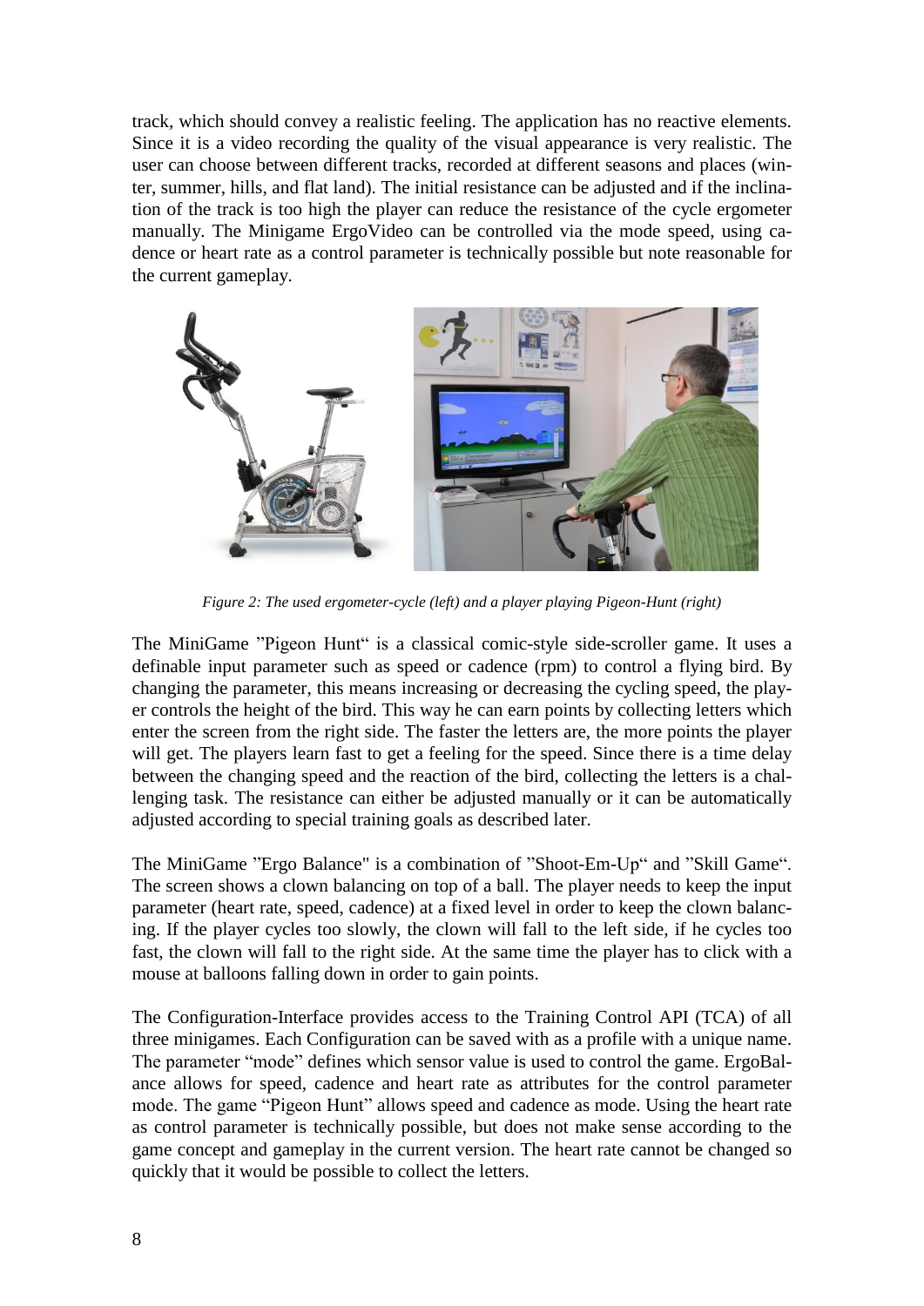track, which should convey a realistic feeling. The application has no reactive elements. Since it is a video recording the quality of the visual appearance is very realistic. The user can choose between different tracks, recorded at different seasons and places (winter, summer, hills, and flat land). The initial resistance can be adjusted and if the inclination of the track is too high the player can reduce the resistance of the cycle ergometer manually. The Minigame ErgoVideo can be controlled via the mode speed, using cadence or heart rate as a control parameter is technically possible but note reasonable for the current gameplay.

*Figure 2: The used ergometer-cycle (left) and a player playing Pigeon-Hunt (right)*

The MiniGame "Pigeon Hunt" is a classical comic-style side-scroller game. It uses a definable input parameter such as speed or cadence (rpm) to control a flying bird. By changing the parameter, this means increasing or decreasing the cycling speed, the player controls the height of the bird. This way he can earn points by collecting letters which enter the screen from the right side. The faster the letters are, the more points the player will get. The players learn fast to get a feeling for the speed. Since there is a time delay between the changing speed and the reaction of the bird, collecting the letters is a challenging task. The resistance can either be adjusted manually or it can be automatically adjusted according to special training goals as described later.

The MiniGame "Ergo Balance" is a combination of "Shoot-Em-Up" and "Skill Game". The screen shows a clown balancing on top of a ball. The player needs to keep the input parameter (heart rate, speed, cadence) at a fixed level in order to keep the clown balancing. If the player cycles too slowly, the clown will fall to the left side, if he cycles too fast, the clown will fall to the right side. At the same time the player has to click with a mouse at balloons falling down in order to gain points.

The Configuration-Interface provides access to the Training Control API (TCA) of all three minigames. Each Configuration can be saved with as a profile with a unique name. The parameter "mode" defines which sensor value is used to control the game. ErgoBalance allows for speed, cadence and heart rate as attributes for the control parameter mode. The game "Pigeon Hunt" allows speed and cadence as mode. Using the heart rate as control parameter is technically possible, but does not make sense according to the game concept and gameplay in the current version. The heart rate cannot be changed so quickly that it would be possible to collect the letters.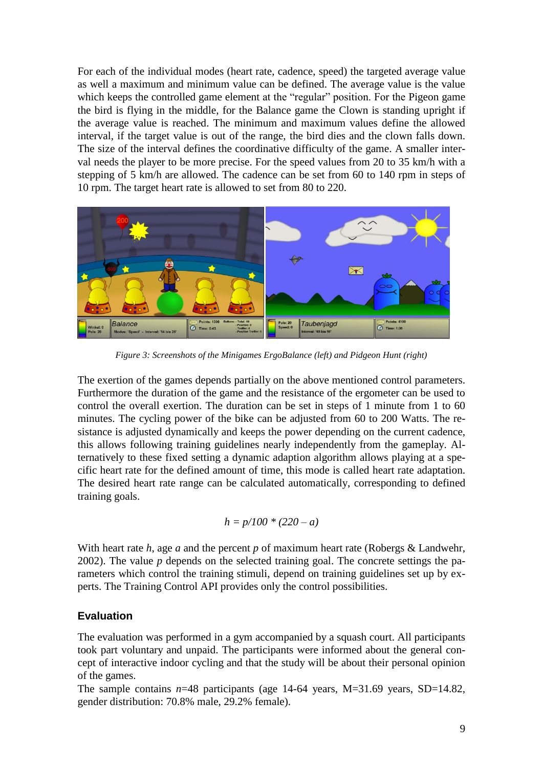For each of the individual modes (heart rate, cadence, speed) the targeted average value as well a maximum and minimum value can be defined. The average value is the value which keeps the controlled game element at the "regular" position. For the Pigeon game the bird is flying in the middle, for the Balance game the Clown is standing upright if the average value is reached. The minimum and maximum values define the allowed interval, if the target value is out of the range, the bird dies and the clown falls down. The size of the interval defines the coordinative difficulty of the game. A smaller interval needs the player to be more precise. For the speed values from 20 to 35 km/h with a stepping of 5 km/h are allowed. The cadence can be set from 60 to 140 rpm in steps of 10 rpm. The target heart rate is allowed to set from 80 to 220.

*Figure 3: Screenshots of the Minigames ErgoBalance (left) and Pidgeon Hunt (right)*

The exertion of the games depends partially on the above mentioned control parameters. Furthermore the duration of the game and the resistance of the ergometer can be used to control the overall exertion. The duration can be set in steps of 1 minute from 1 to 60 minutes. The cycling power of the bike can be adjusted from 60 to 200 Watts. The resistance is adjusted dynamically and keeps the power depending on the current cadence, this allows following training guidelines nearly independently from the gameplay. Alternatively to these fixed setting a dynamic adaption algorithm allows playing at a specific heart rate for the defined amount of time, this mode is called heart rate adaptation. The desired heart rate range can be calculated automatically, corresponding to defined training goals.

$$h = p/100 * (220 - a)$$

With heart rate $h$, age $a$ and the percent $p$ of maximum heart rate (Robergs & Landwehr, 2002). The value $p$ depends on the selected training goal. The concrete settings the parameters which control the training stimuli, depend on training guidelines set up by experts. The Training Control API provides only the control possibilities.

## Evaluation

The evaluation was performed in a gym accompanied by a squash court. All participants took part voluntary and unpaid. The participants were informed about the general concept of interactive indoor cycling and that the study will be about their personal opinion of the games.

The sample contains $n$=48 participants (age 14-64 years, M=31.69 years, SD=14.82, gender distribution: 70.8% male, 29.2% female).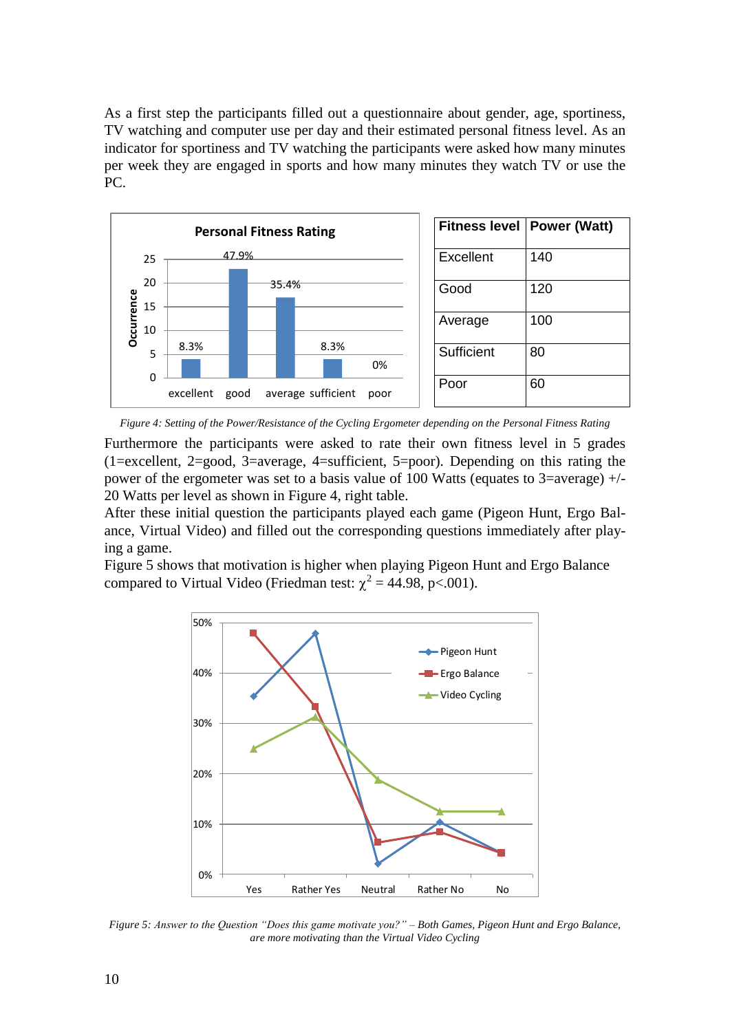As a first step the participants filled out a questionnaire about gender, age, sportiness, TV watching and computer use per day and their estimated personal fitness level. As an indicator for sportiness and TV watching the participants were asked how many minutes per week they are engaged in sports and how many minutes they watch TV or use the PC.

| Fitness level | Power (Watt) |
|---|---|
| Excellent | 140 |
| Good | 120 |
| Average | 100 |
| Sufficient | 80 |
| Poor | 60 |

*Figure 4: Setting of the Power/Resistance of the Cycling Ergometer depending on the Personal Fitness Rating*

Furthermore the participants were asked to rate their own fitness level in 5 grades (1=excellent, 2=good, 3=average, 4=sufficient, 5=poor). Depending on this rating the power of the ergometer was set to a basis value of 100 Watts (equates to 3=average) +/- 20 Watts per level as shown in Figure 4, right table.

After these initial question the participants played each game (Pigeon Hunt, Ergo Balance, Virtual Video) and filled out the corresponding questions immediately after playing a game.

Figure 5 shows that motivation is higher when playing Pigeon Hunt and Ergo Balance compared to Virtual Video (Friedman test: $\chi^2 = 44.98$, $p<.001$).

*Figure 5: Answer to the Question "Does this game motivate you?" – Both Games, Pigeon Hunt and Ergo Balance, are more motivating than the Virtual Video Cycling*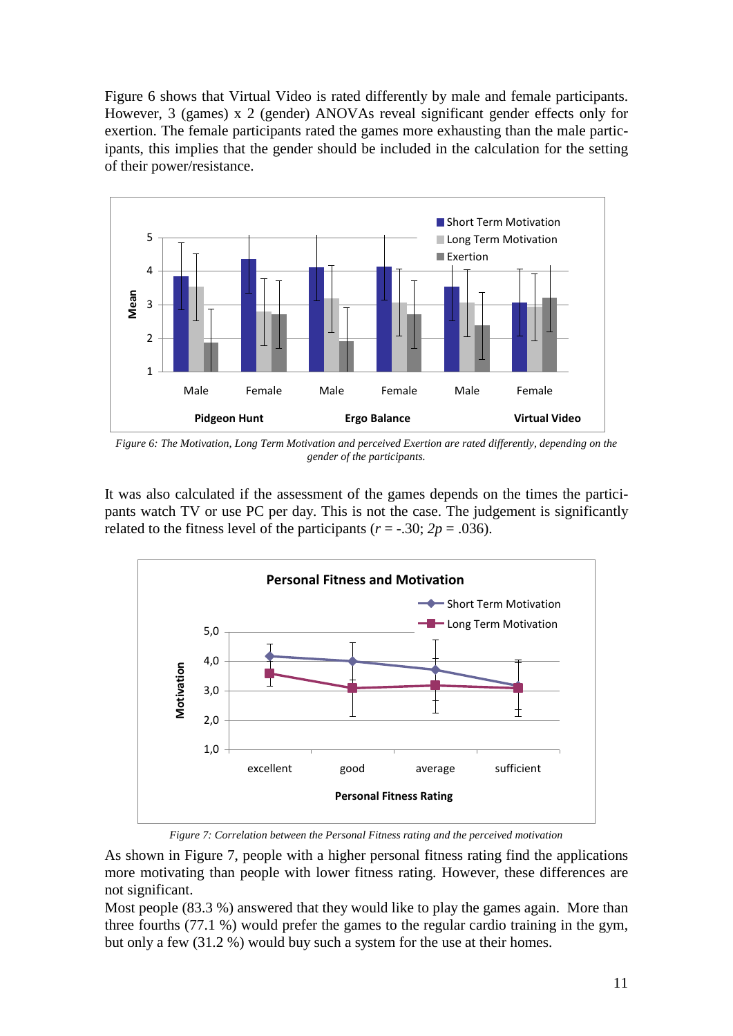Figure 6 shows that Virtual Video is rated differently by male and female participants. However, 3 (games) x 2 (gender) ANOVAs reveal significant gender effects only for exertion. The female participants rated the games more exhausting than the male participants, this implies that the gender should be included in the calculation for the setting of their power/resistance.

*Figure 6: The Motivation, Long Term Motivation and perceived Exertion are rated differently, depending on the gender of the participants.*

It was also calculated if the assessment of the games depends on the times the participants watch TV or use PC per day. This is not the case. The judgement is significantly related to the fitness level of the participants ($r$ = -.30; $2p$ = .036).

*Figure 7: Correlation between the Personal Fitness rating and the perceived motivation*

As shown in Figure 7, people with a higher personal fitness rating find the applications more motivating than people with lower fitness rating. However, these differences are not significant.

Most people (83.3 %) answered that they would like to play the games again. More than three fourths (77.1 %) would prefer the games to the regular cardio training in the gym, but only a few (31.2 %) would buy such a system for the use at their homes.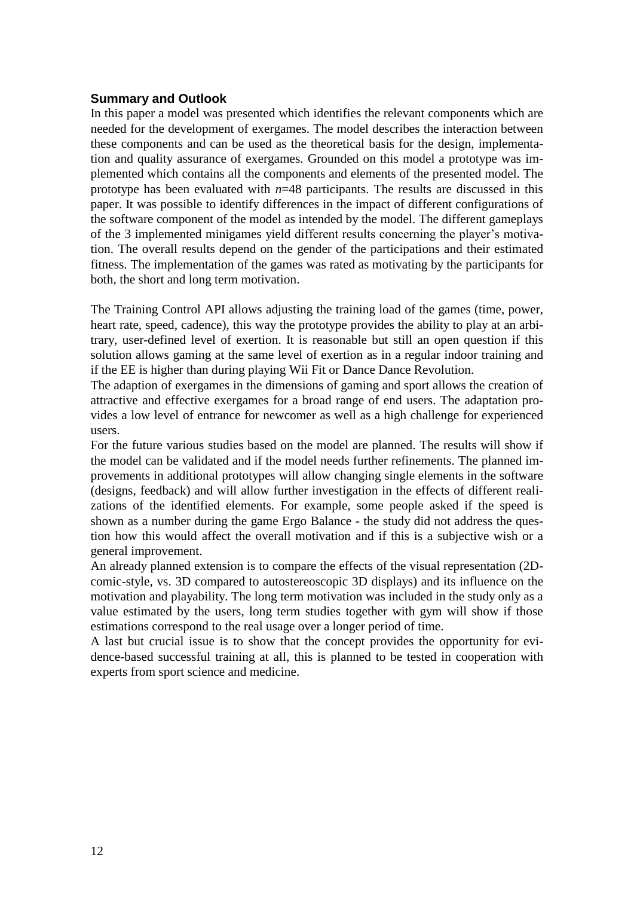## Summary and Outlook

In this paper a model was presented which identifies the relevant components which are needed for the development of exergames. The model describes the interaction between these components and can be used as the theoretical basis for the design, implementation and quality assurance of exergames. Grounded on this model a prototype was implemented which contains all the components and elements of the presented model. The prototype has been evaluated with $n$=48 participants. The results are discussed in this paper. It was possible to identify differences in the impact of different configurations of the software component of the model as intended by the model. The different gameplays of the 3 implemented minigames yield different results concerning the player's motivation. The overall results depend on the gender of the participations and their estimated fitness. The implementation of the games was rated as motivating by the participants for both, the short and long term motivation.

The Training Control API allows adjusting the training load of the games (time, power, heart rate, speed, cadence), this way the prototype provides the ability to play at an arbitrary, user-defined level of exertion. It is reasonable but still an open question if this solution allows gaming at the same level of exertion as in a regular indoor training and if the EE is higher than during playing Wii Fit or Dance Dance Revolution.

The adaption of exergames in the dimensions of gaming and sport allows the creation of attractive and effective exergames for a broad range of end users. The adaptation provides a low level of entrance for newcomer as well as a high challenge for experienced users.

For the future various studies based on the model are planned. The results will show if the model can be validated and if the model needs further refinements. The planned improvements in additional prototypes will allow changing single elements in the software (designs, feedback) and will allow further investigation in the effects of different realizations of the identified elements. For example, some people asked if the speed is shown as a number during the game Ergo Balance - the study did not address the question how this would affect the overall motivation and if this is a subjective wish or a general improvement.

An already planned extension is to compare the effects of the visual representation (2D-comic-style, vs. 3D compared to autostereoscopic 3D displays) and its influence on the motivation and playability. The long term motivation was included in the study only as a value estimated by the users, long term studies together with gym will show if those estimations correspond to the real usage over a longer period of time.

A last but crucial issue is to show that the concept provides the opportunity for evidence-based successful training at all, this is planned to be tested in cooperation with experts from sport science and medicine.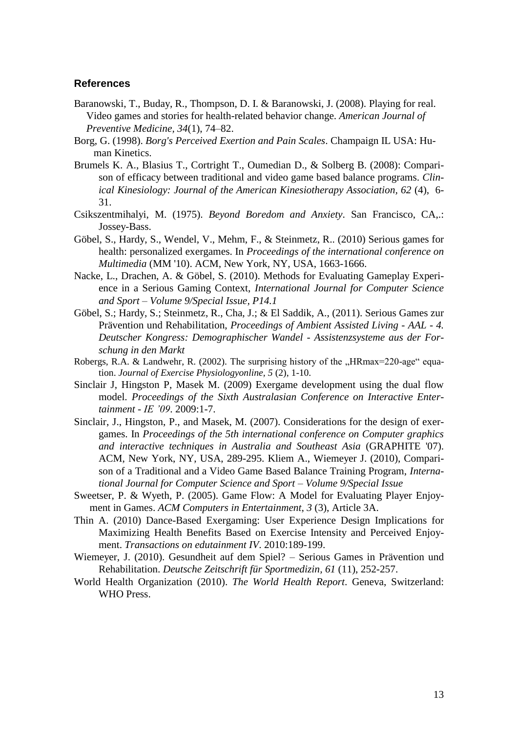### References

Baranowski, T., Buday, R., Thompson, D. I. & Baranowski, J. (2008). Playing for real. Video games and stories for health-related behavior change. *American Journal of Preventive Medicine, 34*(1), 74–82.

Borg, G. (1998). *Borg's Perceived Exertion and Pain Scales*. Champaign IL USA: Human Kinetics.

Brumels K. A., Blasius T., Cortright T., Oumedian D., & Solberg B. (2008): Comparison of efficacy between traditional and video game based balance programs. *Clinical Kinesiology: Journal of the American Kinesiotherapy Association, 62* (4), 6-31.

Csikszentmihalyi, M. (1975). *Beyond Boredom and Anxiety*. San Francisco, CA,.: Jossey-Bass.

Göbel, S., Hardy, S., Wendel, V., Mehm, F., & Steinmetz, R.. (2010) Serious games for health: personalized exergames. In *Proceedings of the international conference on Multimedia* (MM '10). ACM, New York, NY, USA, 1663-1666.

Nacke, L., Drachen, A. & Göbel, S. (2010). Methods for Evaluating Gameplay Experience in a Serious Gaming Context, *International Journal for Computer Science and Sport – Volume 9/Special Issue, P14.1*

Göbel, S.; Hardy, S.; Steinmetz, R., Cha, J.; & El Saddik, A., (2011). Serious Games zur Prävention und Rehabilitation, *Proceedings of Ambient Assisted Living - AAL - 4. Deutscher Kongress: Demographischer Wandel - Assistenzsysteme aus der Forschung in den Markt*

Robergs, R.A. & Landwehr, R. (2002). The surprising history of the „HRmax=220-age" equation. *Journal of Exercise Physiologyonline, 5* (2), 1-10.

Sinclair J, Hingston P, Masek M. (2009) Exergame development using the dual flow model. *Proceedings of the Sixth Australasian Conference on Interactive Entertainment - IE '09*. 2009:1-7.

Sinclair, J., Hingston, P., and Masek, M. (2007). Considerations for the design of exergames. In *Proceedings of the 5th international conference on Computer graphics and interactive techniques in Australia and Southeast Asia* (GRAPHITE '07). ACM, New York, NY, USA, 289-295. Kliem A., Wiemeyer J. (2010), Comparison of a Traditional and a Video Game Based Balance Training Program, *International Journal for Computer Science and Sport – Volume 9/Special Issue*

Sweetser, P. & Wyeth, P. (2005). Game Flow: A Model for Evaluating Player Enjoyment in Games. *ACM Computers in Entertainment*, *3* (3), Article 3A.

Thin A. (2010) Dance-Based Exergaming: User Experience Design Implications for Maximizing Health Benefits Based on Exercise Intensity and Perceived Enjoyment. *Transactions on edutainment IV*. 2010:189-199.

Wiemeyer, J. (2010). Gesundheit auf dem Spiel? – Serious Games in Prävention und Rehabilitation. *Deutsche Zeitschrift für Sportmedizin, 61* (11), 252-257.

World Health Organization (2010). *The World Health Report*. Geneva, Switzerland: WHO Press.